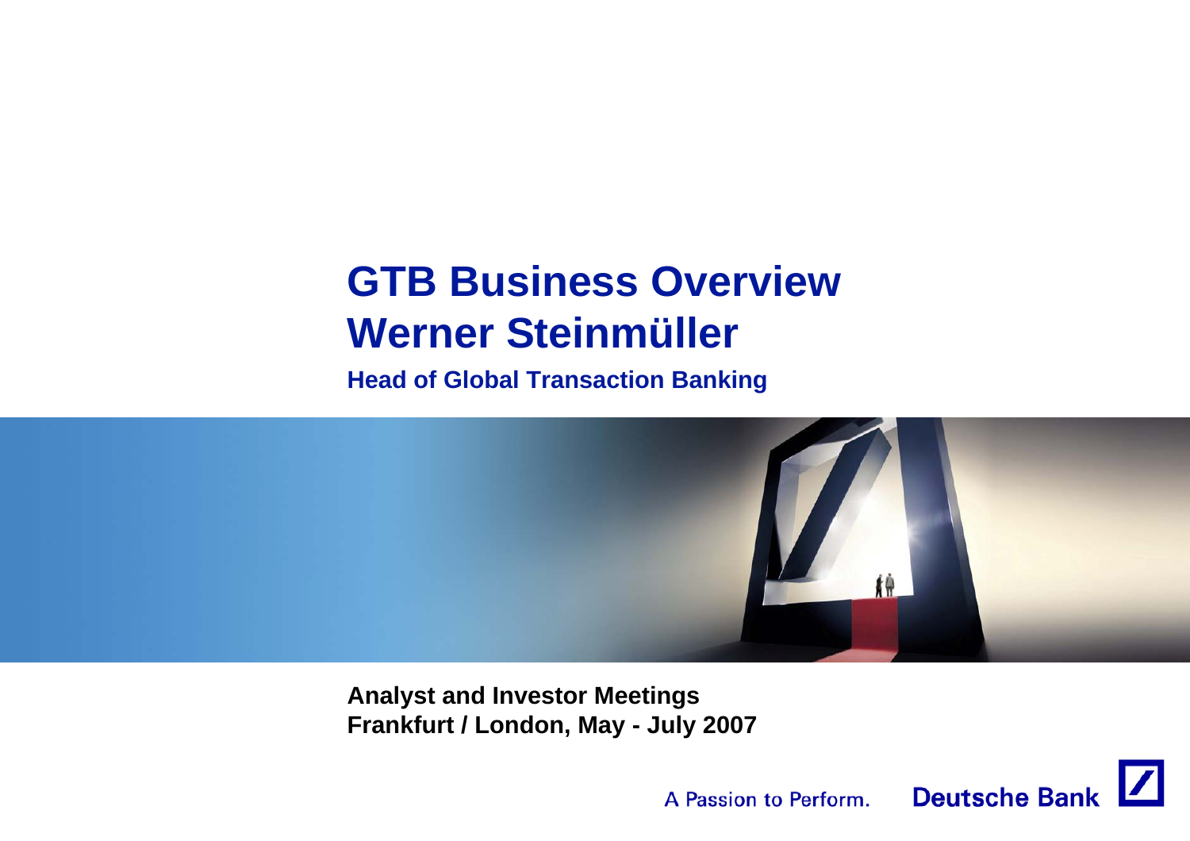# GTB Business Overview
# Werner Steinmüller

**Head of Global Transaction Banking**

**Analyst and Investor Meetings**
**Frankfurt / London, May - July 2007**

A Passion to Perform. Deutsche Bank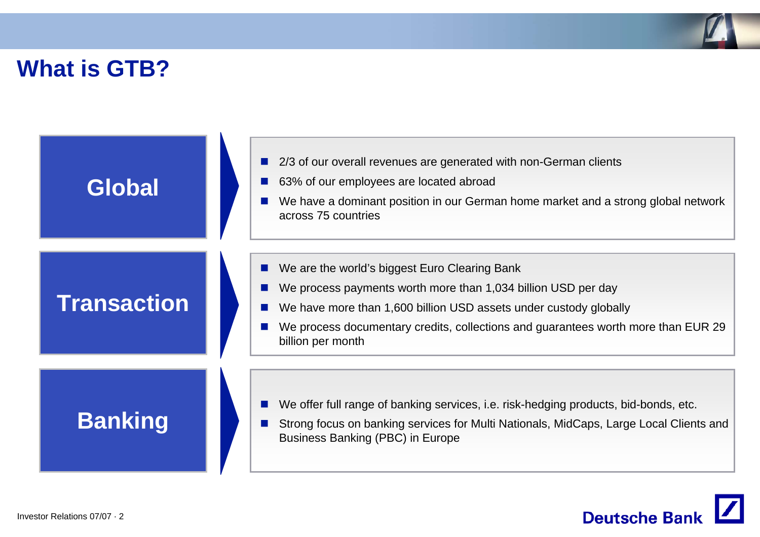# What is GTB?

## Global

- 2/3 of our overall revenues are generated with non-German clients
- 63% of our employees are located abroad
- We have a dominant position in our German home market and a strong global network across 75 countries

## Transaction

- We are the world's biggest Euro Clearing Bank
- We process payments worth more than 1,034 billion USD per day
- We have more than 1,600 billion USD assets under custody globally
- We process documentary credits, collections and guarantees worth more than EUR 29 billion per month

## Banking

- We offer full range of banking services, i.e. risk-hedging products, bid-bonds, etc.
- Strong focus on banking services for Multi Nationals, MidCaps, Large Local Clients and Business Banking (PBC) in Europe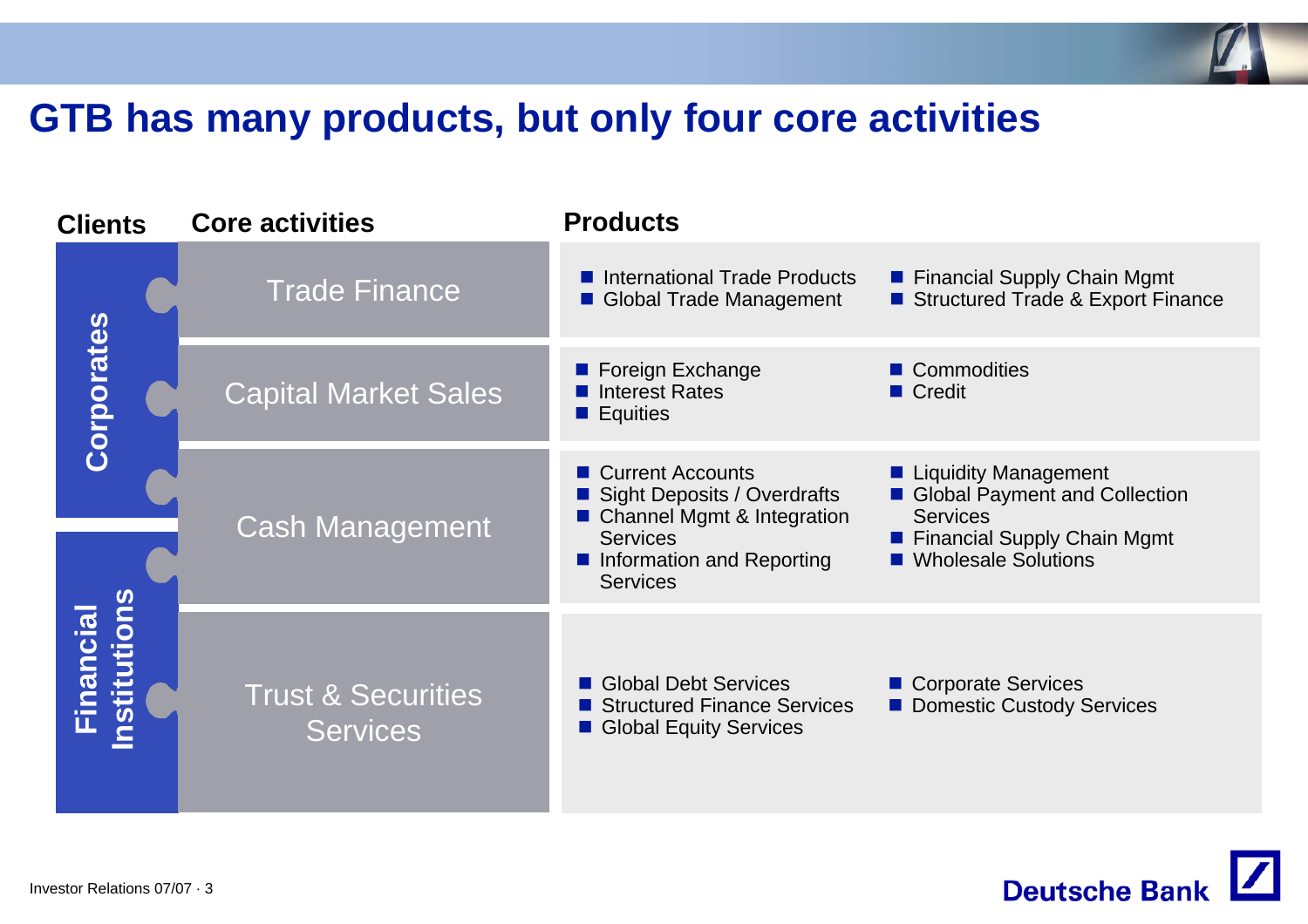# GTB has many products, but only four core activities

| Clients | Core activities | Products | |
|---|---|---|---|
| Corporates | Trade Finance | ■ International Trade Products<br>■ Global Trade Management | ■ Financial Supply Chain Mgmt<br>■ Structured Trade & Export Finance |
| Corporates | Capital Market Sales | ■ Foreign Exchange<br>■ Interest Rates<br>■ Equities | ■ Commodities<br>■ Credit |
| Corporates / Financial Institutions | Cash Management | ■ Current Accounts<br>■ Sight Deposits / Overdrafts<br>■ Channel Mgmt & Integration Services<br>■ Information and Reporting Services | ■ Liquidity Management<br>■ Global Payment and Collection Services<br>■ Financial Supply Chain Mgmt<br>■ Wholesale Solutions |
| Financial Institutions | Trust & Securities Services | ■ Global Debt Services<br>■ Structured Finance Services<br>■ Global Equity Services | ■ Corporate Services<br>■ Domestic Custody Services |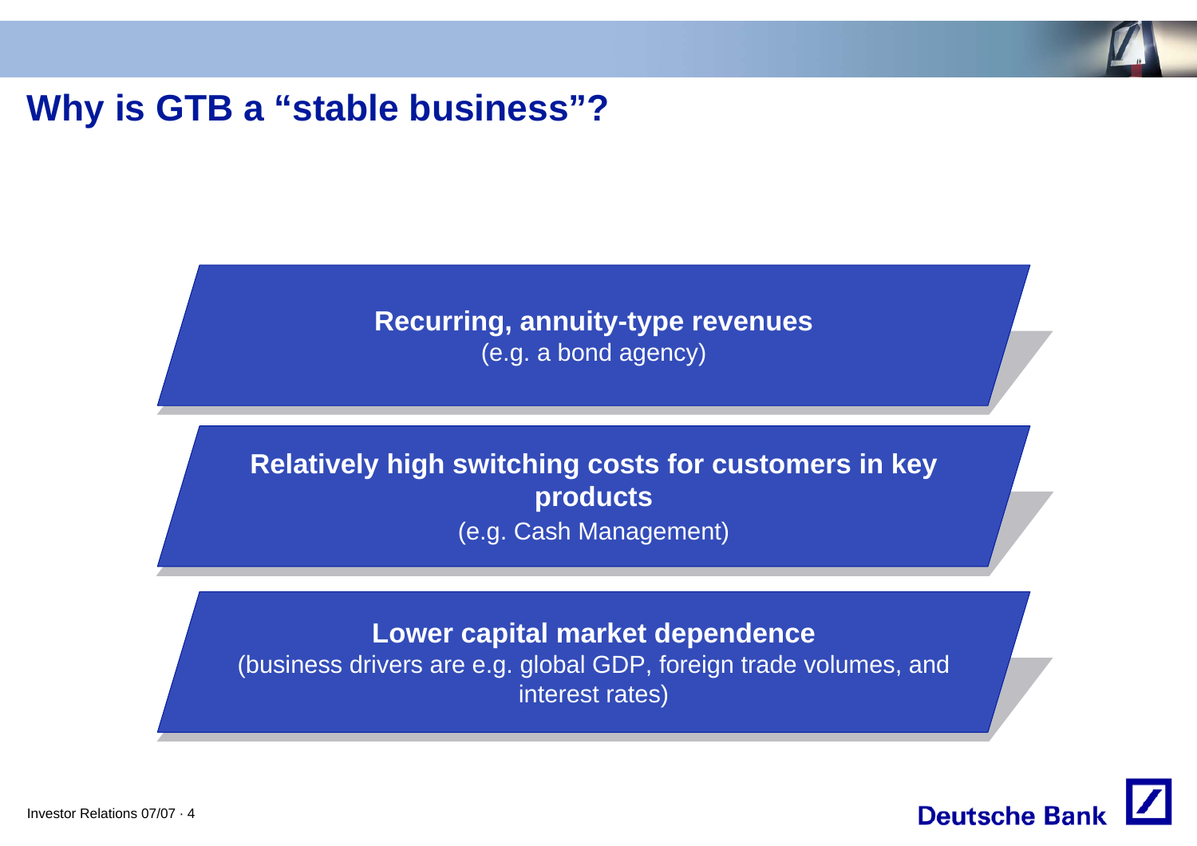# Why is GTB a "stable business"?

**Recurring, annuity-type revenues**
(e.g. a bond agency)

**Relatively high switching costs for customers in key products**
(e.g. Cash Management)

**Lower capital market dependence**
(business drivers are e.g. global GDP, foreign trade volumes, and interest rates)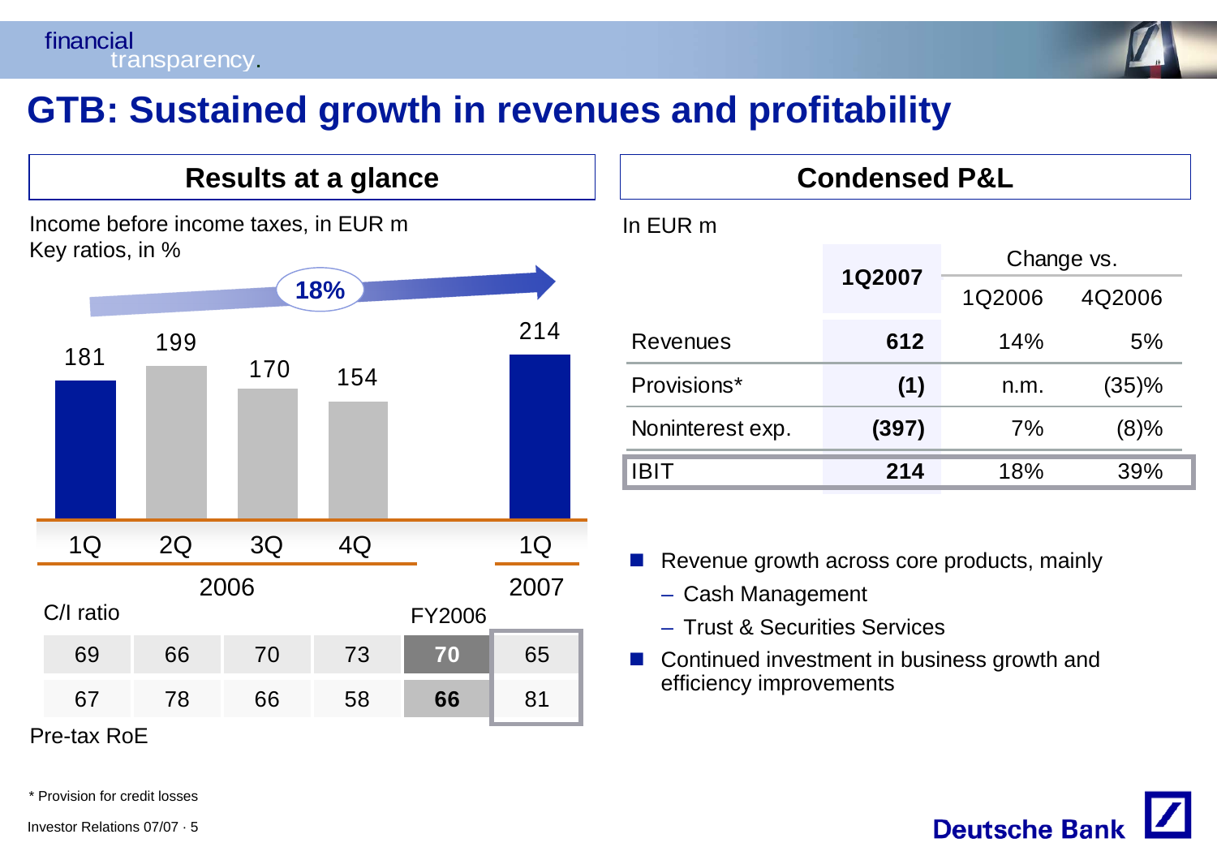# GTB: Sustained growth in revenues and profitability

## Results at a glance

Income before income taxes, in EUR m
Key ratios, in %

18%

| | 1Q 2006 | 2Q 2006 | 3Q 2006 | 4Q 2006 | FY2006 | 1Q 2007 |
|---|---|---|---|---|---|---|
| Income before income taxes | 181 | 199 | 170 | 154 | | 214 |
| C/I ratio | 69 | 66 | 70 | 73 | 70 | 65 |
| Pre-tax RoE | 67 | 78 | 66 | 58 | 66 | 81 |

## Condensed P&L

In EUR m

| | 1Q2007 | Change vs. | |
|---|---|---|---|
| | | 1Q2006 | 4Q2006 |
| Revenues | **612** | 14% | 5% |
| Provisions* | **(1)** | n.m. | (35)% |
| Noninterest exp. | **(397)** | 7% | (8)% |
| IBIT | **214** | 18% | 39% |

- Revenue growth across core products, mainly
  - Cash Management
  - Trust & Securities Services
- Continued investment in business growth and efficiency improvements

* Provision for credit losses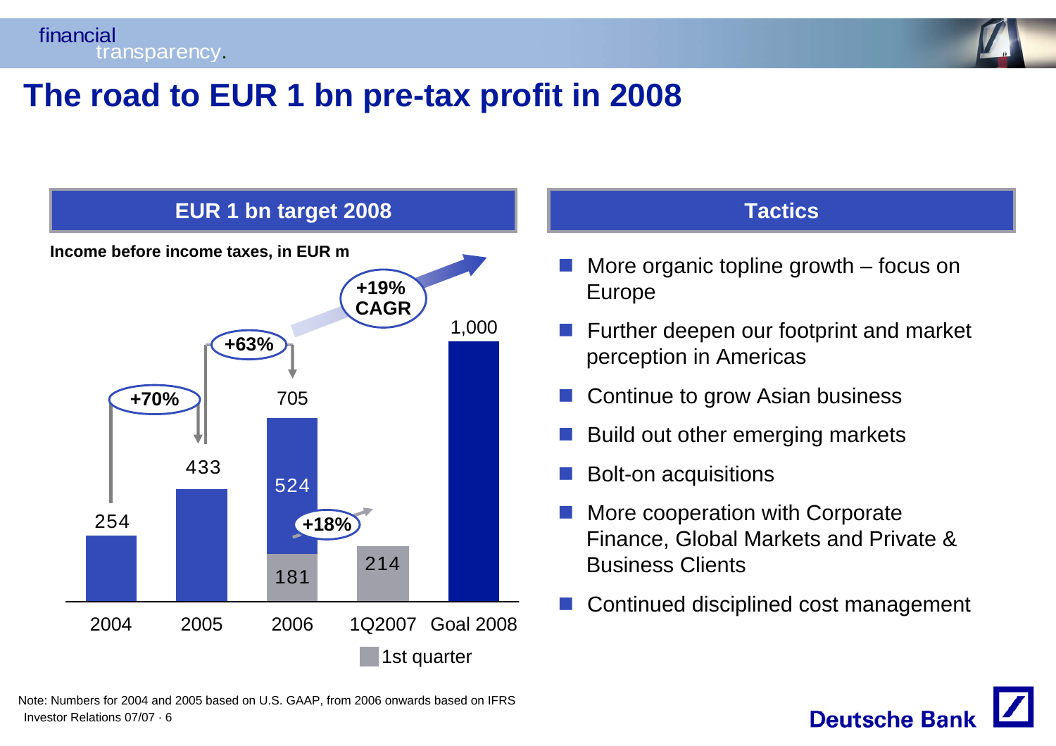# The road to EUR 1 bn pre-tax profit in 2008

## EUR 1 bn target 2008

**Income before income taxes, in EUR m**

| | 2004 | 2005 | 2006 | 1Q2007 | Goal 2008 |
|---|---|---|---|---|---|
| Full year | 254 | 433 | 705 | | 1,000 |
| of which 1st quarter | | | 181 | 214 | |
| of which remainder | | | 524 | | |

+70% (2004–2005); +63% (2005–2006); +18% (1Q2006–1Q2007); +19% CAGR (2006–2008)

1st quarter

## Tactics

- More organic topline growth – focus on Europe
- Further deepen our footprint and market perception in Americas
- Continue to grow Asian business
- Build out other emerging markets
- Bolt-on acquisitions
- More cooperation with Corporate Finance, Global Markets and Private & Business Clients
- Continued disciplined cost management

Note: Numbers for 2004 and 2005 based on U.S. GAAP, from 2006 onwards based on IFRS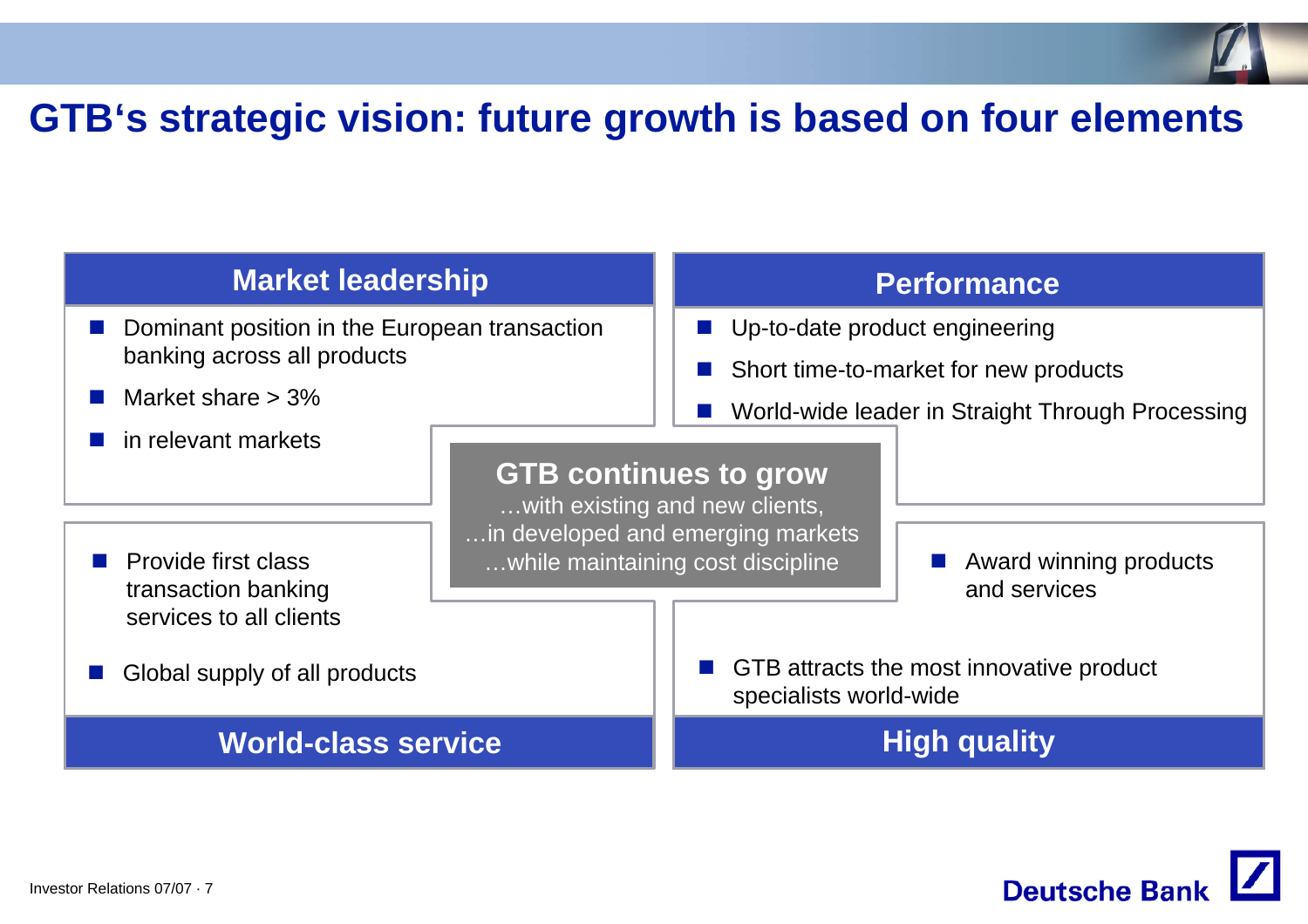# GTB's strategic vision: future growth is based on four elements

## Market leadership

- Dominant position in the European transaction banking across all products
- Market share > 3%
- in relevant markets

## Performance

- Up-to-date product engineering
- Short time-to-market for new products
- World-wide leader in Straight Through Processing

## GTB continues to grow

…with existing and new clients,
…in developed and emerging markets
…while maintaining cost discipline

## World-class service

- Provide first class transaction banking services to all clients
- Global supply of all products

## High quality

- Award winning products and services
- GTB attracts the most innovative product specialists world-wide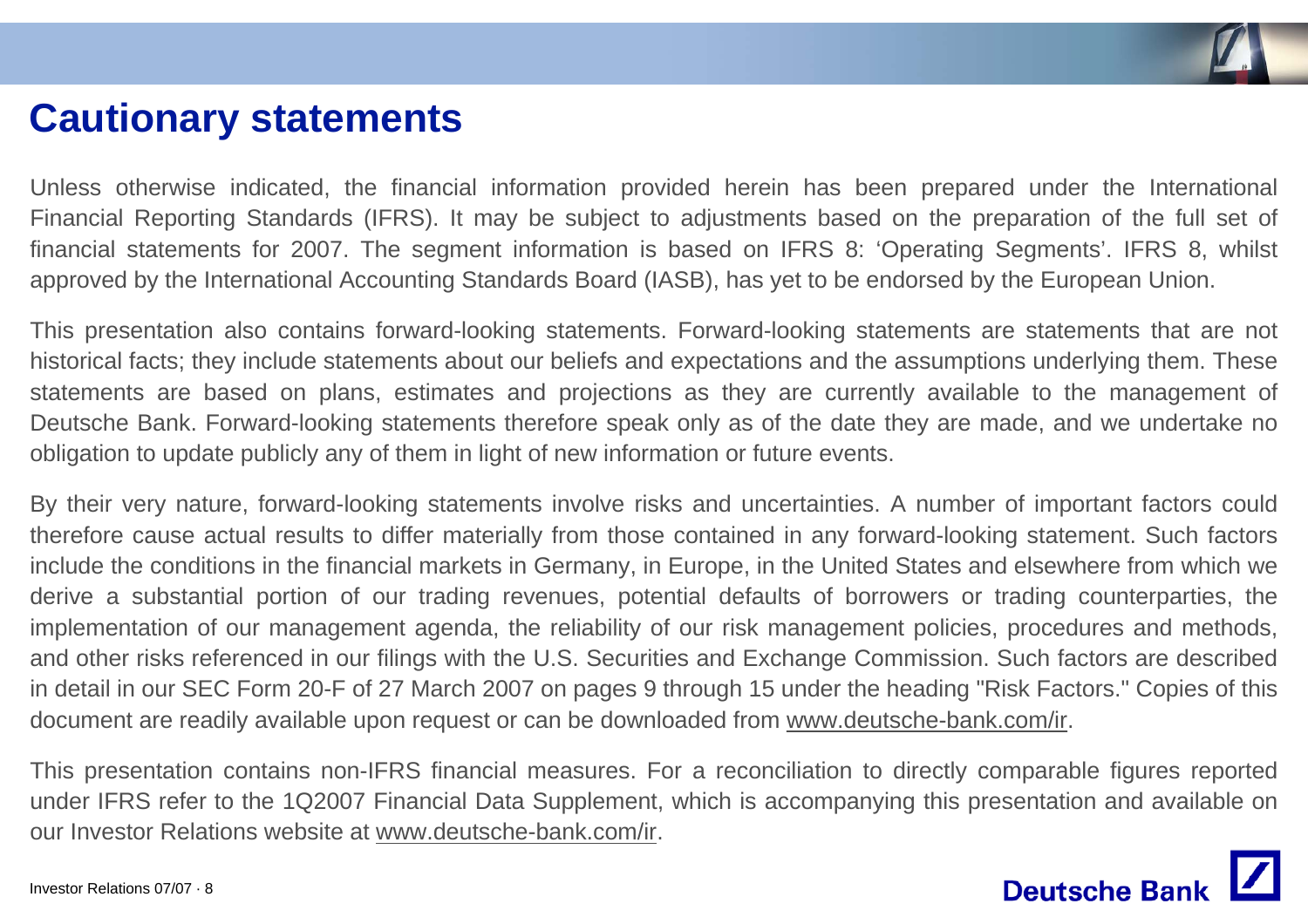# Cautionary statements

Unless otherwise indicated, the financial information provided herein has been prepared under the International Financial Reporting Standards (IFRS). It may be subject to adjustments based on the preparation of the full set of financial statements for 2007. The segment information is based on IFRS 8: 'Operating Segments'. IFRS 8, whilst approved by the International Accounting Standards Board (IASB), has yet to be endorsed by the European Union.

This presentation also contains forward-looking statements. Forward-looking statements are statements that are not historical facts; they include statements about our beliefs and expectations and the assumptions underlying them. These statements are based on plans, estimates and projections as they are currently available to the management of Deutsche Bank. Forward-looking statements therefore speak only as of the date they are made, and we undertake no obligation to update publicly any of them in light of new information or future events.

By their very nature, forward-looking statements involve risks and uncertainties. A number of important factors could therefore cause actual results to differ materially from those contained in any forward-looking statement. Such factors include the conditions in the financial markets in Germany, in Europe, in the United States and elsewhere from which we derive a substantial portion of our trading revenues, potential defaults of borrowers or trading counterparties, the implementation of our management agenda, the reliability of our risk management policies, procedures and methods, and other risks referenced in our filings with the U.S. Securities and Exchange Commission. Such factors are described in detail in our SEC Form 20-F of 27 March 2007 on pages 9 through 15 under the heading "Risk Factors." Copies of this document are readily available upon request or can be downloaded from www.deutsche-bank.com/ir.

This presentation contains non-IFRS financial measures. For a reconciliation to directly comparable figures reported under IFRS refer to the 1Q2007 Financial Data Supplement, which is accompanying this presentation and available on our Investor Relations website at www.deutsche-bank.com/ir.